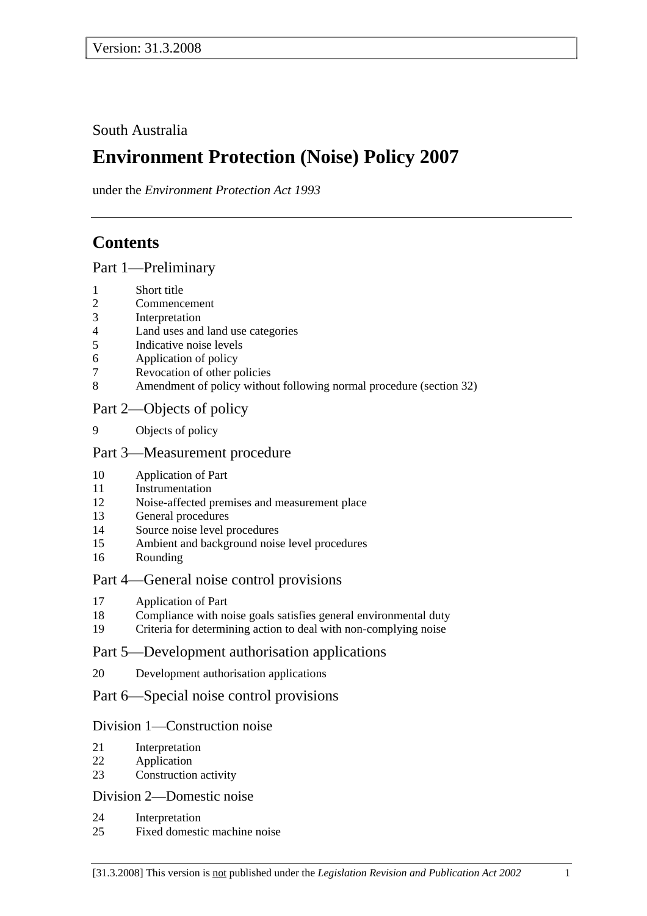Version: 31.3.2008

South Australia

# Environment Protection (Noise) Policy 2007

under the *Environment Protection Act 1993*

## Contents

### Part 1—Preliminary

1 Short title
2 Commencement
3 Interpretation
4 Land uses and land use categories
5 Indicative noise levels
6 Application of policy
7 Revocation of other policies
8 Amendment of policy without following normal procedure (section 32)

### Part 2—Objects of policy

9 Objects of policy

### Part 3—Measurement procedure

10 Application of Part
11 Instrumentation
12 Noise-affected premises and measurement place
13 General procedures
14 Source noise level procedures
15 Ambient and background noise level procedures
16 Rounding

### Part 4—General noise control provisions

17 Application of Part
18 Compliance with noise goals satisfies general environmental duty
19 Criteria for determining action to deal with non-complying noise

### Part 5—Development authorisation applications

20 Development authorisation applications

### Part 6—Special noise control provisions

#### Division 1—Construction noise

21 Interpretation
22 Application
23 Construction activity

#### Division 2—Domestic noise

24 Interpretation
25 Fixed domestic machine noise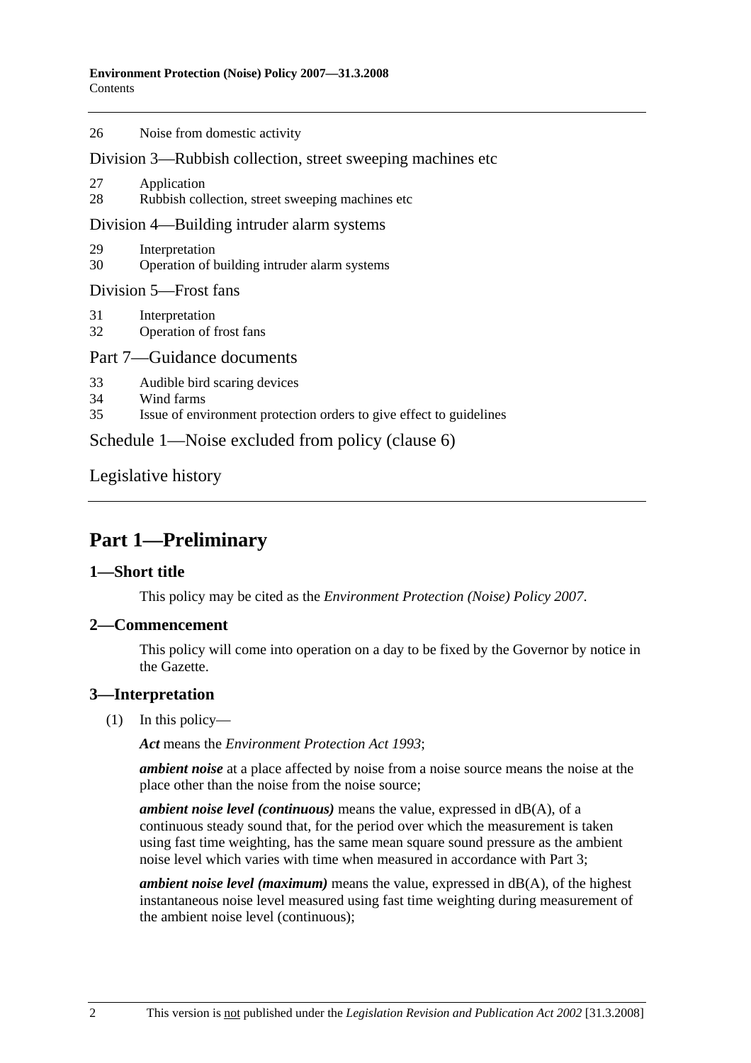26 Noise from domestic activity

Division 3—Rubbish collection, street sweeping machines etc

27 Application
28 Rubbish collection, street sweeping machines etc

Division 4—Building intruder alarm systems

29 Interpretation
30 Operation of building intruder alarm systems

Division 5—Frost fans

31 Interpretation
32 Operation of frost fans

Part 7—Guidance documents

33 Audible bird scaring devices
34 Wind farms
35 Issue of environment protection orders to give effect to guidelines

Schedule 1—Noise excluded from policy (clause 6)

Legislative history

# Part 1—Preliminary

## 1—Short title

This policy may be cited as the *Environment Protection (Noise) Policy 2007*.

## 2—Commencement

This policy will come into operation on a day to be fixed by the Governor by notice in the Gazette.

## 3—Interpretation

(1) In this policy—

***Act*** means the *Environment Protection Act 1993*;

***ambient noise*** at a place affected by noise from a noise source means the noise at the place other than the noise from the noise source;

***ambient noise level (continuous)*** means the value, expressed in dB(A), of a continuous steady sound that, for the period over which the measurement is taken using fast time weighting, has the same mean square sound pressure as the ambient noise level which varies with time when measured in accordance with Part 3;

***ambient noise level (maximum)*** means the value, expressed in dB(A), of the highest instantaneous noise level measured using fast time weighting during measurement of the ambient noise level (continuous);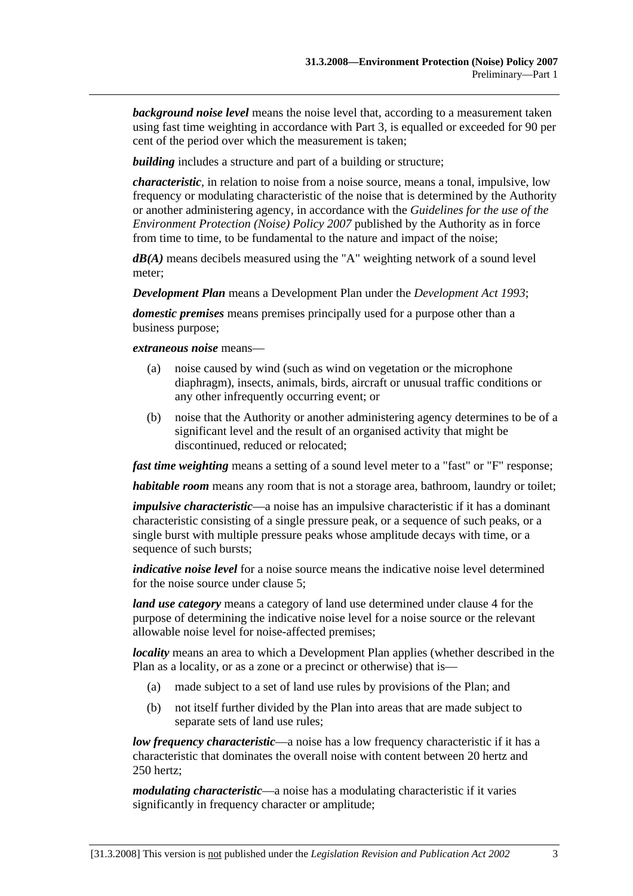***background noise level*** means the noise level that, according to a measurement taken using fast time weighting in accordance with Part 3, is equalled or exceeded for 90 per cent of the period over which the measurement is taken;

***building*** includes a structure and part of a building or structure;

***characteristic***, in relation to noise from a noise source, means a tonal, impulsive, low frequency or modulating characteristic of the noise that is determined by the Authority or another administering agency, in accordance with the *Guidelines for the use of the Environment Protection (Noise) Policy 2007* published by the Authority as in force from time to time, to be fundamental to the nature and impact of the noise;

***dB(A)*** means decibels measured using the "A" weighting network of a sound level meter;

***Development Plan*** means a Development Plan under the *Development Act 1993*;

***domestic premises*** means premises principally used for a purpose other than a business purpose;

***extraneous noise*** means—

(a) noise caused by wind (such as wind on vegetation or the microphone diaphragm), insects, animals, birds, aircraft or unusual traffic conditions or any other infrequently occurring event; or

(b) noise that the Authority or another administering agency determines to be of a significant level and the result of an organised activity that might be discontinued, reduced or relocated;

***fast time weighting*** means a setting of a sound level meter to a "fast" or "F" response;

***habitable room*** means any room that is not a storage area, bathroom, laundry or toilet;

***impulsive characteristic***—a noise has an impulsive characteristic if it has a dominant characteristic consisting of a single pressure peak, or a sequence of such peaks, or a single burst with multiple pressure peaks whose amplitude decays with time, or a sequence of such bursts;

***indicative noise level*** for a noise source means the indicative noise level determined for the noise source under clause 5;

***land use category*** means a category of land use determined under clause 4 for the purpose of determining the indicative noise level for a noise source or the relevant allowable noise level for noise-affected premises;

***locality*** means an area to which a Development Plan applies (whether described in the Plan as a locality, or as a zone or a precinct or otherwise) that is—

(a) made subject to a set of land use rules by provisions of the Plan; and

(b) not itself further divided by the Plan into areas that are made subject to separate sets of land use rules;

***low frequency characteristic***—a noise has a low frequency characteristic if it has a characteristic that dominates the overall noise with content between 20 hertz and 250 hertz;

***modulating characteristic***—a noise has a modulating characteristic if it varies significantly in frequency character or amplitude;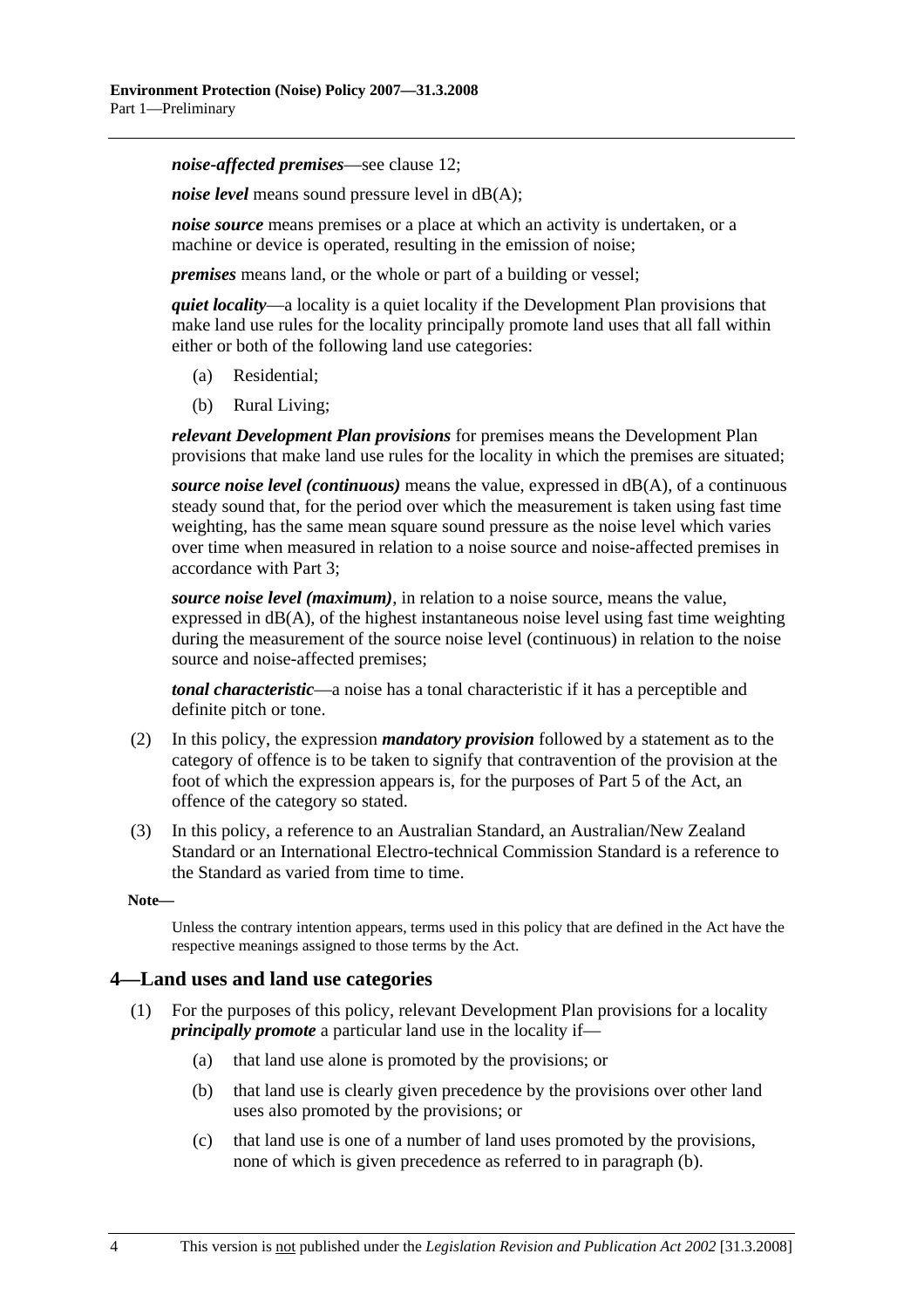***noise-affected premises***—see clause 12;

***noise level*** means sound pressure level in dB(A);

***noise source*** means premises or a place at which an activity is undertaken, or a machine or device is operated, resulting in the emission of noise;

***premises*** means land, or the whole or part of a building or vessel;

***quiet locality***—a locality is a quiet locality if the Development Plan provisions that make land use rules for the locality principally promote land uses that all fall within either or both of the following land use categories:

- (a) Residential;
- (b) Rural Living;

***relevant Development Plan provisions*** for premises means the Development Plan provisions that make land use rules for the locality in which the premises are situated;

***source noise level (continuous)*** means the value, expressed in dB(A), of a continuous steady sound that, for the period over which the measurement is taken using fast time weighting, has the same mean square sound pressure as the noise level which varies over time when measured in relation to a noise source and noise-affected premises in accordance with Part 3;

***source noise level (maximum)***, in relation to a noise source, means the value, expressed in dB(A), of the highest instantaneous noise level using fast time weighting during the measurement of the source noise level (continuous) in relation to the noise source and noise-affected premises;

***tonal characteristic***—a noise has a tonal characteristic if it has a perceptible and definite pitch or tone.

(2) In this policy, the expression ***mandatory provision*** followed by a statement as to the category of offence is to be taken to signify that contravention of the provision at the foot of which the expression appears is, for the purposes of Part 5 of the Act, an offence of the category so stated.

(3) In this policy, a reference to an Australian Standard, an Australian/New Zealand Standard or an International Electro-technical Commission Standard is a reference to the Standard as varied from time to time.

**Note—**

Unless the contrary intention appears, terms used in this policy that are defined in the Act have the respective meanings assigned to those terms by the Act.

## 4—Land uses and land use categories

(1) For the purposes of this policy, relevant Development Plan provisions for a locality ***principally promote*** a particular land use in the locality if—

- (a) that land use alone is promoted by the provisions; or
- (b) that land use is clearly given precedence by the provisions over other land uses also promoted by the provisions; or
- (c) that land use is one of a number of land uses promoted by the provisions, none of which is given precedence as referred to in paragraph (b).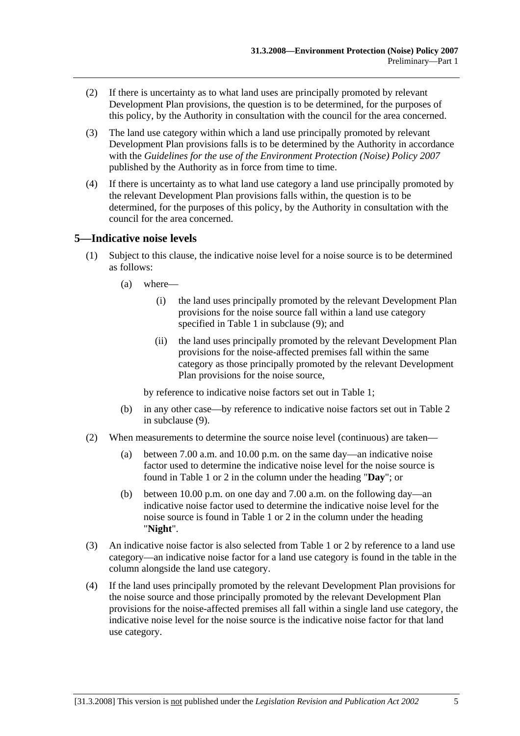(2) If there is uncertainty as to what land uses are principally promoted by relevant Development Plan provisions, the question is to be determined, for the purposes of this policy, by the Authority in consultation with the council for the area concerned.

(3) The land use category within which a land use principally promoted by relevant Development Plan provisions falls is to be determined by the Authority in accordance with the *Guidelines for the use of the Environment Protection (Noise) Policy 2007* published by the Authority as in force from time to time.

(4) If there is uncertainty as to what land use category a land use principally promoted by the relevant Development Plan provisions falls within, the question is to be determined, for the purposes of this policy, by the Authority in consultation with the council for the area concerned.

## 5—Indicative noise levels

(1) Subject to this clause, the indicative noise level for a noise source is to be determined as follows:

(a) where—

(i) the land uses principally promoted by the relevant Development Plan provisions for the noise source fall within a land use category specified in Table 1 in subclause (9); and

(ii) the land uses principally promoted by the relevant Development Plan provisions for the noise-affected premises fall within the same category as those principally promoted by the relevant Development Plan provisions for the noise source,

by reference to indicative noise factors set out in Table 1;

(b) in any other case—by reference to indicative noise factors set out in Table 2 in subclause (9).

(2) When measurements to determine the source noise level (continuous) are taken—

(a) between 7.00 a.m. and 10.00 p.m. on the same day—an indicative noise factor used to determine the indicative noise level for the noise source is found in Table 1 or 2 in the column under the heading "**Day**"; or

(b) between 10.00 p.m. on one day and 7.00 a.m. on the following day—an indicative noise factor used to determine the indicative noise level for the noise source is found in Table 1 or 2 in the column under the heading "**Night**".

(3) An indicative noise factor is also selected from Table 1 or 2 by reference to a land use category—an indicative noise factor for a land use category is found in the table in the column alongside the land use category.

(4) If the land uses principally promoted by the relevant Development Plan provisions for the noise source and those principally promoted by the relevant Development Plan provisions for the noise-affected premises all fall within a single land use category, the indicative noise level for the noise source is the indicative noise factor for that land use category.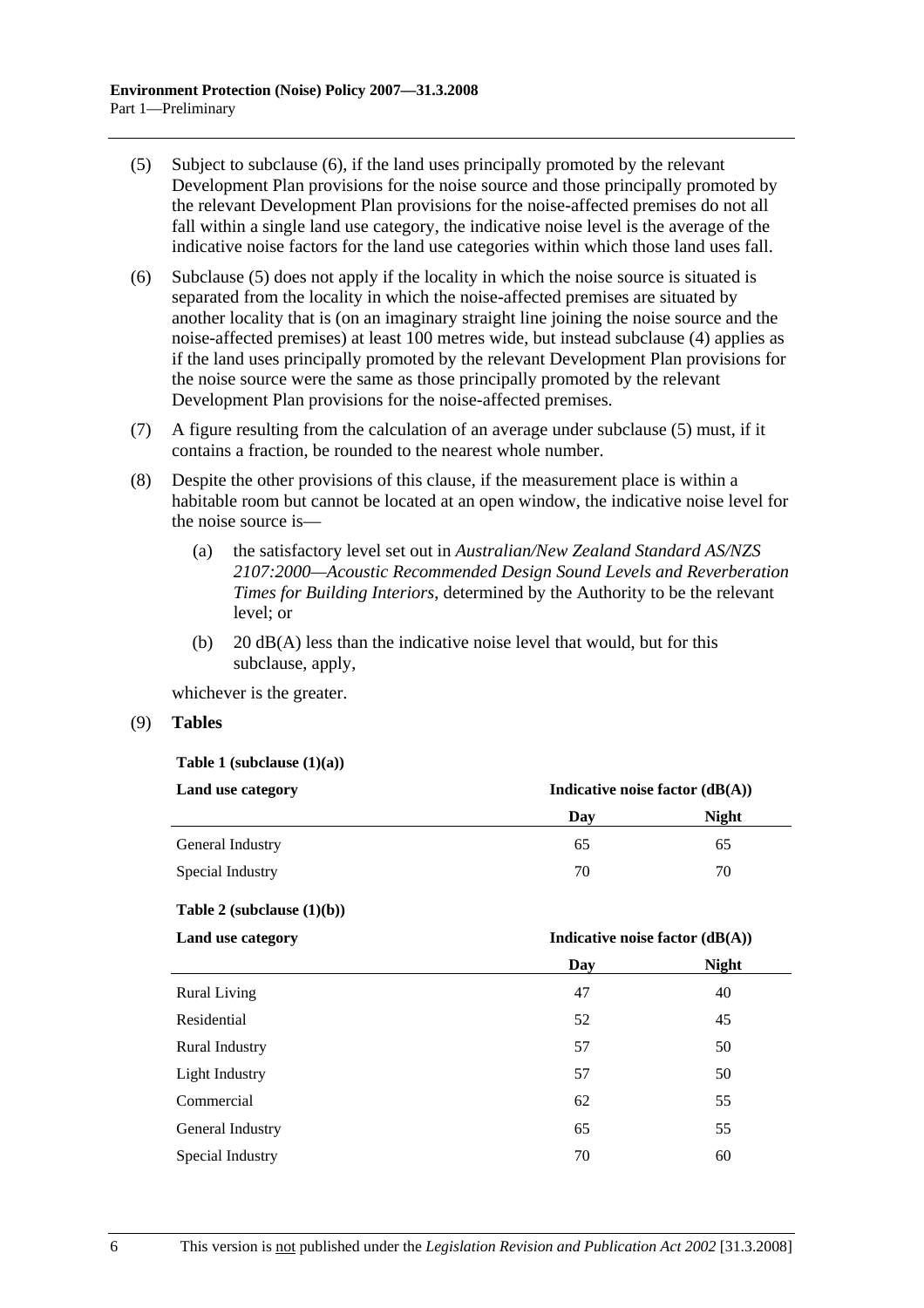(5) Subject to subclause (6), if the land uses principally promoted by the relevant Development Plan provisions for the noise source and those principally promoted by the relevant Development Plan provisions for the noise-affected premises do not all fall within a single land use category, the indicative noise level is the average of the indicative noise factors for the land use categories within which those land uses fall.

(6) Subclause (5) does not apply if the locality in which the noise source is situated is separated from the locality in which the noise-affected premises are situated by another locality that is (on an imaginary straight line joining the noise source and the noise-affected premises) at least 100 metres wide, but instead subclause (4) applies as if the land uses principally promoted by the relevant Development Plan provisions for the noise source were the same as those principally promoted by the relevant Development Plan provisions for the noise-affected premises.

(7) A figure resulting from the calculation of an average under subclause (5) must, if it contains a fraction, be rounded to the nearest whole number.

(8) Despite the other provisions of this clause, if the measurement place is within a habitable room but cannot be located at an open window, the indicative noise level for the noise source is—

  (a) the satisfactory level set out in *Australian/New Zealand Standard AS/NZS 2107:2000—Acoustic Recommended Design Sound Levels and Reverberation Times for Building Interiors*, determined by the Authority to be the relevant level; or

  (b) 20 dB(A) less than the indicative noise level that would, but for this subclause, apply,

whichever is the greater.

(9) **Tables**

**Table 1 (subclause (1)(a))**

| Land use category | Indicative noise factor (dB(A)) | |
|---|---|---|
| | **Day** | **Night** |
| General Industry | 65 | 65 |
| Special Industry | 70 | 70 |

**Table 2 (subclause (1)(b))**

| Land use category | Indicative noise factor (dB(A)) | |
|---|---|---|
| | **Day** | **Night** |
| Rural Living | 47 | 40 |
| Residential | 52 | 45 |
| Rural Industry | 57 | 50 |
| Light Industry | 57 | 50 |
| Commercial | 62 | 55 |
| General Industry | 65 | 55 |
| Special Industry | 70 | 60 |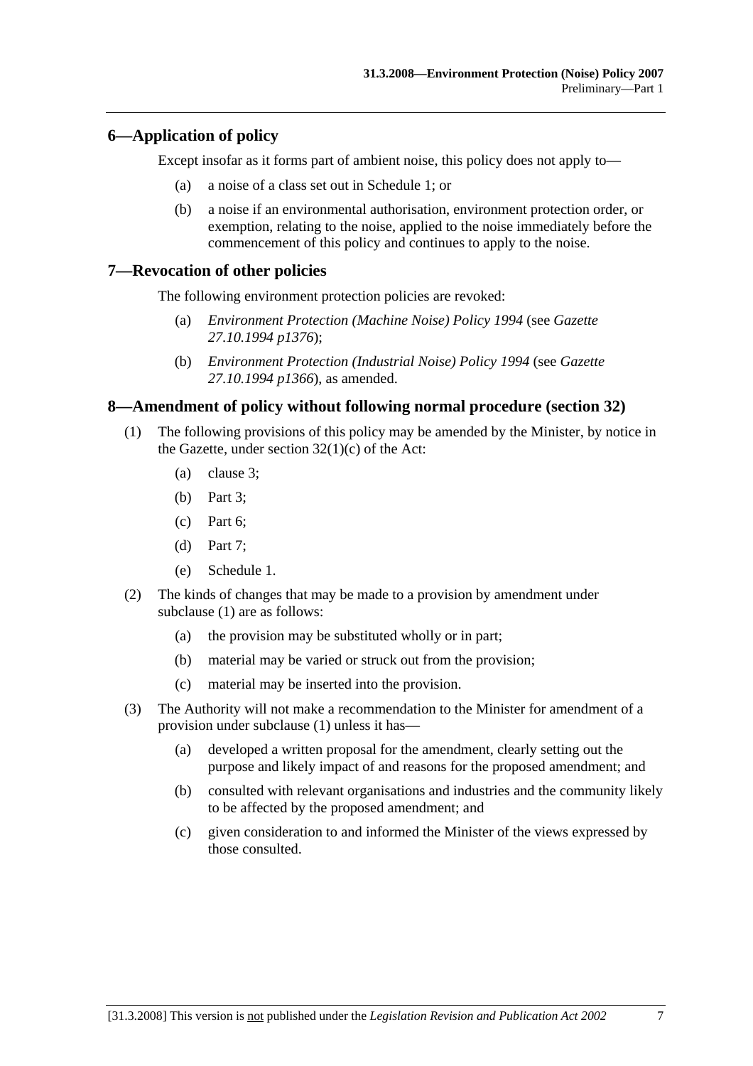## 6—Application of policy

Except insofar as it forms part of ambient noise, this policy does not apply to—

(a) a noise of a class set out in Schedule 1; or

(b) a noise if an environmental authorisation, environment protection order, or exemption, relating to the noise, applied to the noise immediately before the commencement of this policy and continues to apply to the noise.

## 7—Revocation of other policies

The following environment protection policies are revoked:

(a) *Environment Protection (Machine Noise) Policy 1994* (see *Gazette 27.10.1994 p1376*);

(b) *Environment Protection (Industrial Noise) Policy 1994* (see *Gazette 27.10.1994 p1366*), as amended.

## 8—Amendment of policy without following normal procedure (section 32)

(1) The following provisions of this policy may be amended by the Minister, by notice in the Gazette, under section 32(1)(c) of the Act:

(a) clause 3;

(b) Part 3;

(c) Part 6;

(d) Part 7;

(e) Schedule 1.

(2) The kinds of changes that may be made to a provision by amendment under subclause (1) are as follows:

(a) the provision may be substituted wholly or in part;

(b) material may be varied or struck out from the provision;

(c) material may be inserted into the provision.

(3) The Authority will not make a recommendation to the Minister for amendment of a provision under subclause (1) unless it has—

(a) developed a written proposal for the amendment, clearly setting out the purpose and likely impact of and reasons for the proposed amendment; and

(b) consulted with relevant organisations and industries and the community likely to be affected by the proposed amendment; and

(c) given consideration to and informed the Minister of the views expressed by those consulted.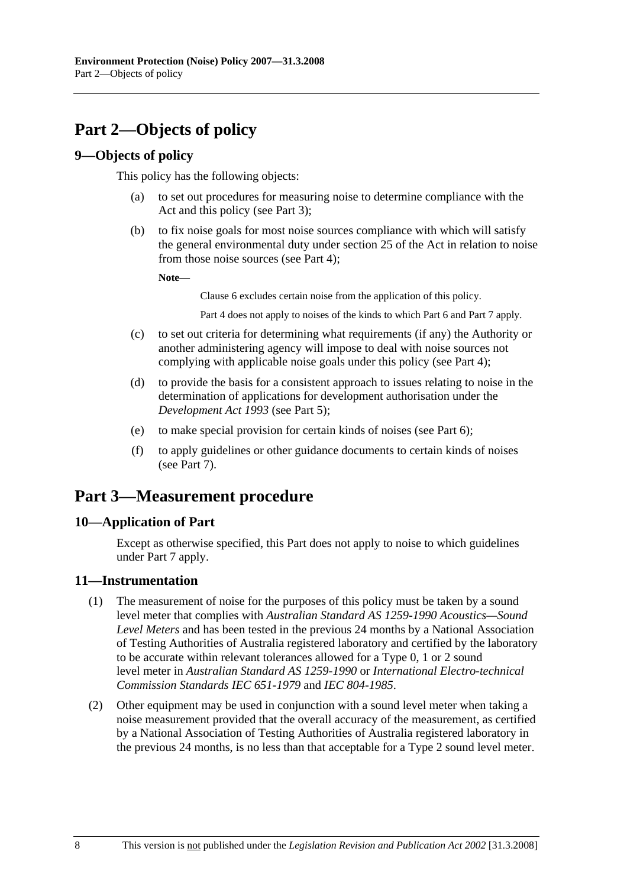# Part 2—Objects of policy

## 9—Objects of policy

This policy has the following objects:

(a) to set out procedures for measuring noise to determine compliance with the Act and this policy (see Part 3);

(b) to fix noise goals for most noise sources compliance with which will satisfy the general environmental duty under section 25 of the Act in relation to noise from those noise sources (see Part 4);

**Note—**

Clause 6 excludes certain noise from the application of this policy.

Part 4 does not apply to noises of the kinds to which Part 6 and Part 7 apply.

(c) to set out criteria for determining what requirements (if any) the Authority or another administering agency will impose to deal with noise sources not complying with applicable noise goals under this policy (see Part 4);

(d) to provide the basis for a consistent approach to issues relating to noise in the determination of applications for development authorisation under the *Development Act 1993* (see Part 5);

(e) to make special provision for certain kinds of noises (see Part 6);

(f) to apply guidelines or other guidance documents to certain kinds of noises (see Part 7).

# Part 3—Measurement procedure

## 10—Application of Part

Except as otherwise specified, this Part does not apply to noise to which guidelines under Part 7 apply.

## 11—Instrumentation

(1) The measurement of noise for the purposes of this policy must be taken by a sound level meter that complies with *Australian Standard AS 1259-1990 Acoustics—Sound Level Meters* and has been tested in the previous 24 months by a National Association of Testing Authorities of Australia registered laboratory and certified by the laboratory to be accurate within relevant tolerances allowed for a Type 0, 1 or 2 sound level meter in *Australian Standard AS 1259-1990* or *International Electro-technical Commission Standards IEC 651-1979* and *IEC 804-1985*.

(2) Other equipment may be used in conjunction with a sound level meter when taking a noise measurement provided that the overall accuracy of the measurement, as certified by a National Association of Testing Authorities of Australia registered laboratory in the previous 24 months, is no less than that acceptable for a Type 2 sound level meter.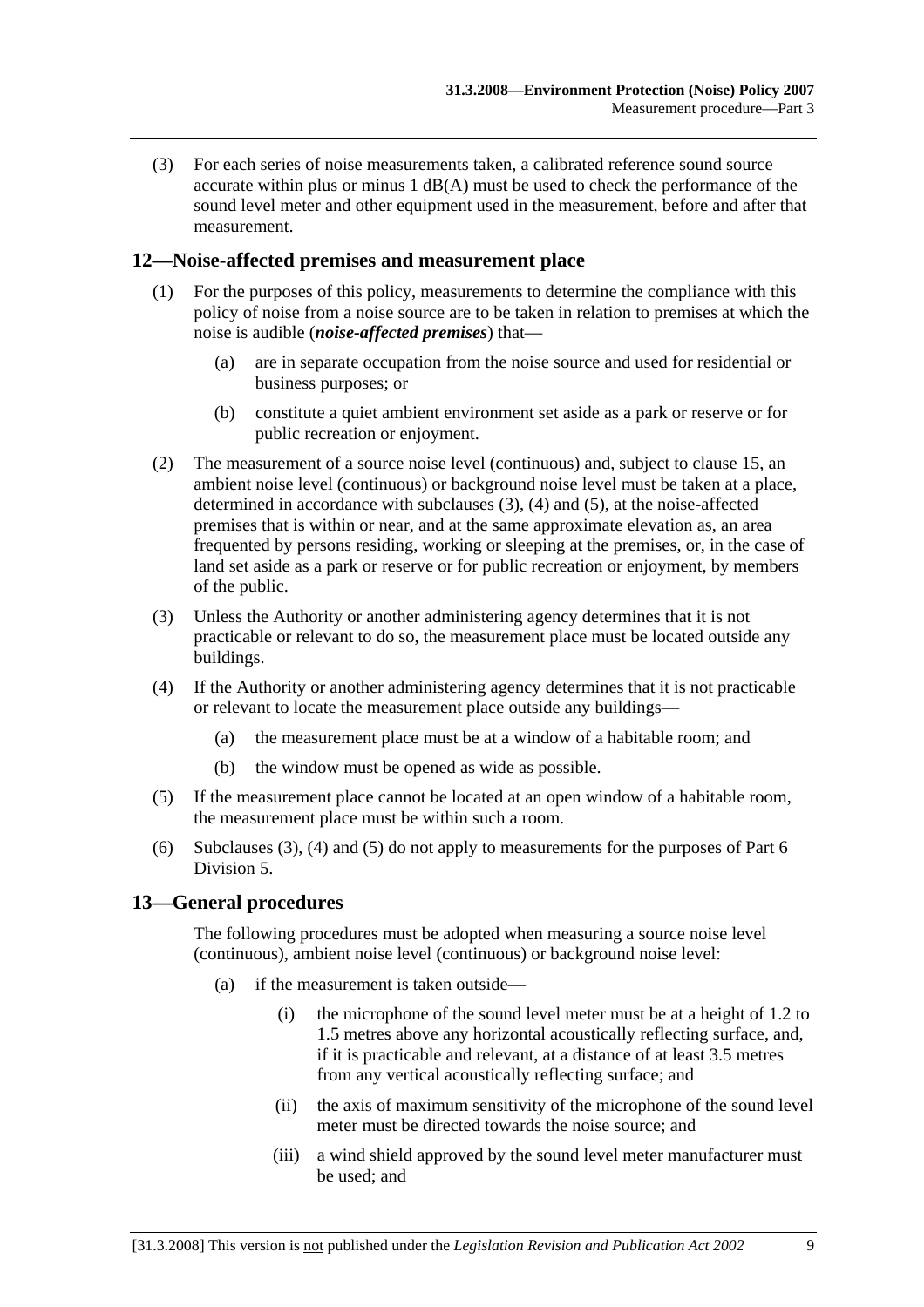(3) For each series of noise measurements taken, a calibrated reference sound source accurate within plus or minus 1 dB(A) must be used to check the performance of the sound level meter and other equipment used in the measurement, before and after that measurement.

## 12—Noise-affected premises and measurement place

(1) For the purposes of this policy, measurements to determine the compliance with this policy of noise from a noise source are to be taken in relation to premises at which the noise is audible (***noise-affected premises***) that—

  (a) are in separate occupation from the noise source and used for residential or business purposes; or

  (b) constitute a quiet ambient environment set aside as a park or reserve or for public recreation or enjoyment.

(2) The measurement of a source noise level (continuous) and, subject to clause 15, an ambient noise level (continuous) or background noise level must be taken at a place, determined in accordance with subclauses (3), (4) and (5), at the noise-affected premises that is within or near, and at the same approximate elevation as, an area frequented by persons residing, working or sleeping at the premises, or, in the case of land set aside as a park or reserve or for public recreation or enjoyment, by members of the public.

(3) Unless the Authority or another administering agency determines that it is not practicable or relevant to do so, the measurement place must be located outside any buildings.

(4) If the Authority or another administering agency determines that it is not practicable or relevant to locate the measurement place outside any buildings—

  (a) the measurement place must be at a window of a habitable room; and

  (b) the window must be opened as wide as possible.

(5) If the measurement place cannot be located at an open window of a habitable room, the measurement place must be within such a room.

(6) Subclauses (3), (4) and (5) do not apply to measurements for the purposes of Part 6 Division 5.

## 13—General procedures

The following procedures must be adopted when measuring a source noise level (continuous), ambient noise level (continuous) or background noise level:

  (a) if the measurement is taken outside—

    (i) the microphone of the sound level meter must be at a height of 1.2 to 1.5 metres above any horizontal acoustically reflecting surface, and, if it is practicable and relevant, at a distance of at least 3.5 metres from any vertical acoustically reflecting surface; and

    (ii) the axis of maximum sensitivity of the microphone of the sound level meter must be directed towards the noise source; and

    (iii) a wind shield approved by the sound level meter manufacturer must be used; and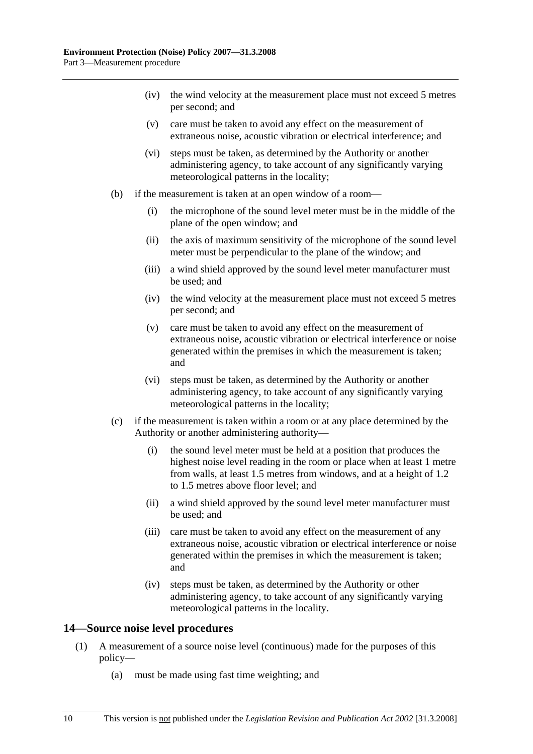(iv) the wind velocity at the measurement place must not exceed 5 metres per second; and

(v) care must be taken to avoid any effect on the measurement of extraneous noise, acoustic vibration or electrical interference; and

(vi) steps must be taken, as determined by the Authority or another administering agency, to take account of any significantly varying meteorological patterns in the locality;

(b) if the measurement is taken at an open window of a room—

(i) the microphone of the sound level meter must be in the middle of the plane of the open window; and

(ii) the axis of maximum sensitivity of the microphone of the sound level meter must be perpendicular to the plane of the window; and

(iii) a wind shield approved by the sound level meter manufacturer must be used; and

(iv) the wind velocity at the measurement place must not exceed 5 metres per second; and

(v) care must be taken to avoid any effect on the measurement of extraneous noise, acoustic vibration or electrical interference or noise generated within the premises in which the measurement is taken; and

(vi) steps must be taken, as determined by the Authority or another administering agency, to take account of any significantly varying meteorological patterns in the locality;

(c) if the measurement is taken within a room or at any place determined by the Authority or another administering authority—

(i) the sound level meter must be held at a position that produces the highest noise level reading in the room or place when at least 1 metre from walls, at least 1.5 metres from windows, and at a height of 1.2 to 1.5 metres above floor level; and

(ii) a wind shield approved by the sound level meter manufacturer must be used; and

(iii) care must be taken to avoid any effect on the measurement of any extraneous noise, acoustic vibration or electrical interference or noise generated within the premises in which the measurement is taken; and

(iv) steps must be taken, as determined by the Authority or other administering agency, to take account of any significantly varying meteorological patterns in the locality.

## 14—Source noise level procedures

(1) A measurement of a source noise level (continuous) made for the purposes of this policy—

(a) must be made using fast time weighting; and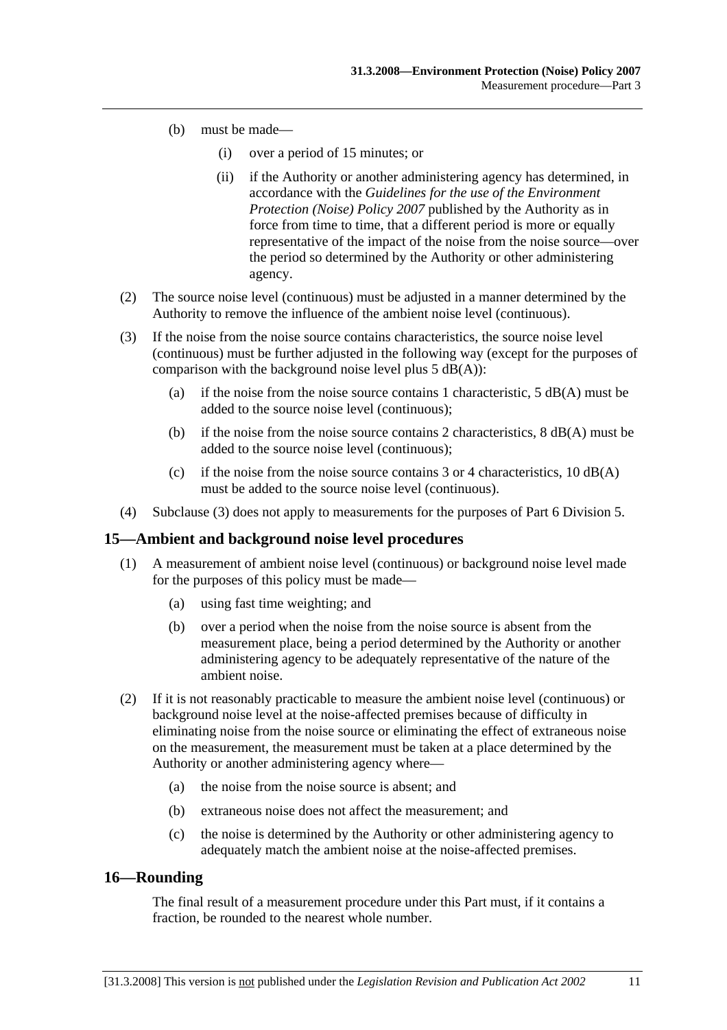(b) must be made—

(i) over a period of 15 minutes; or

(ii) if the Authority or another administering agency has determined, in accordance with the *Guidelines for the use of the Environment Protection (Noise) Policy 2007* published by the Authority as in force from time to time, that a different period is more or equally representative of the impact of the noise from the noise source—over the period so determined by the Authority or other administering agency.

(2) The source noise level (continuous) must be adjusted in a manner determined by the Authority to remove the influence of the ambient noise level (continuous).

(3) If the noise from the noise source contains characteristics, the source noise level (continuous) must be further adjusted in the following way (except for the purposes of comparison with the background noise level plus 5 dB(A)):

(a) if the noise from the noise source contains 1 characteristic, 5 dB(A) must be added to the source noise level (continuous);

(b) if the noise from the noise source contains 2 characteristics, 8 dB(A) must be added to the source noise level (continuous);

(c) if the noise from the noise source contains 3 or 4 characteristics, 10 dB(A) must be added to the source noise level (continuous).

(4) Subclause (3) does not apply to measurements for the purposes of Part 6 Division 5.

## 15—Ambient and background noise level procedures

(1) A measurement of ambient noise level (continuous) or background noise level made for the purposes of this policy must be made—

(a) using fast time weighting; and

(b) over a period when the noise from the noise source is absent from the measurement place, being a period determined by the Authority or another administering agency to be adequately representative of the nature of the ambient noise.

(2) If it is not reasonably practicable to measure the ambient noise level (continuous) or background noise level at the noise-affected premises because of difficulty in eliminating noise from the noise source or eliminating the effect of extraneous noise on the measurement, the measurement must be taken at a place determined by the Authority or another administering agency where—

(a) the noise from the noise source is absent; and

(b) extraneous noise does not affect the measurement; and

(c) the noise is determined by the Authority or other administering agency to adequately match the ambient noise at the noise-affected premises.

## 16—Rounding

The final result of a measurement procedure under this Part must, if it contains a fraction, be rounded to the nearest whole number.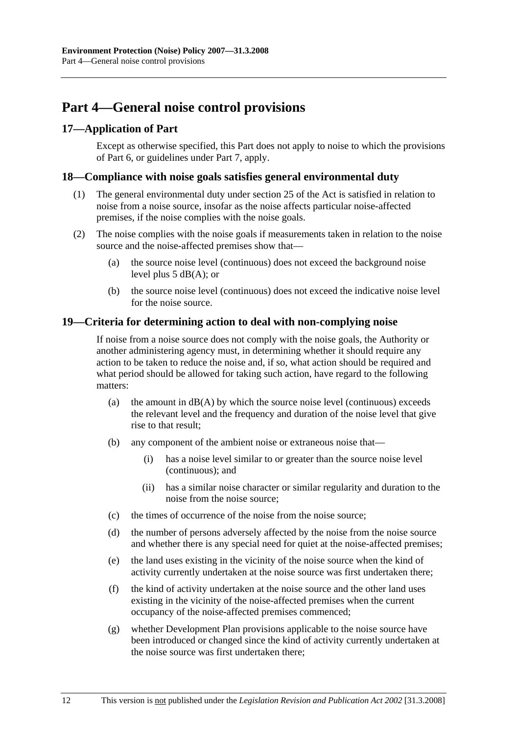# Part 4—General noise control provisions

## 17—Application of Part

Except as otherwise specified, this Part does not apply to noise to which the provisions of Part 6, or guidelines under Part 7, apply.

## 18—Compliance with noise goals satisfies general environmental duty

(1) The general environmental duty under section 25 of the Act is satisfied in relation to noise from a noise source, insofar as the noise affects particular noise-affected premises, if the noise complies with the noise goals.

(2) The noise complies with the noise goals if measurements taken in relation to the noise source and the noise-affected premises show that—

- (a) the source noise level (continuous) does not exceed the background noise level plus 5 dB(A); or
- (b) the source noise level (continuous) does not exceed the indicative noise level for the noise source.

## 19—Criteria for determining action to deal with non-complying noise

If noise from a noise source does not comply with the noise goals, the Authority or another administering agency must, in determining whether it should require any action to be taken to reduce the noise and, if so, what action should be required and what period should be allowed for taking such action, have regard to the following matters:

- (a) the amount in dB(A) by which the source noise level (continuous) exceeds the relevant level and the frequency and duration of the noise level that give rise to that result;
- (b) any component of the ambient noise or extraneous noise that—
  - (i) has a noise level similar to or greater than the source noise level (continuous); and
  - (ii) has a similar noise character or similar regularity and duration to the noise from the noise source;
- (c) the times of occurrence of the noise from the noise source;
- (d) the number of persons adversely affected by the noise from the noise source and whether there is any special need for quiet at the noise-affected premises;
- (e) the land uses existing in the vicinity of the noise source when the kind of activity currently undertaken at the noise source was first undertaken there;
- (f) the kind of activity undertaken at the noise source and the other land uses existing in the vicinity of the noise-affected premises when the current occupancy of the noise-affected premises commenced;
- (g) whether Development Plan provisions applicable to the noise source have been introduced or changed since the kind of activity currently undertaken at the noise source was first undertaken there;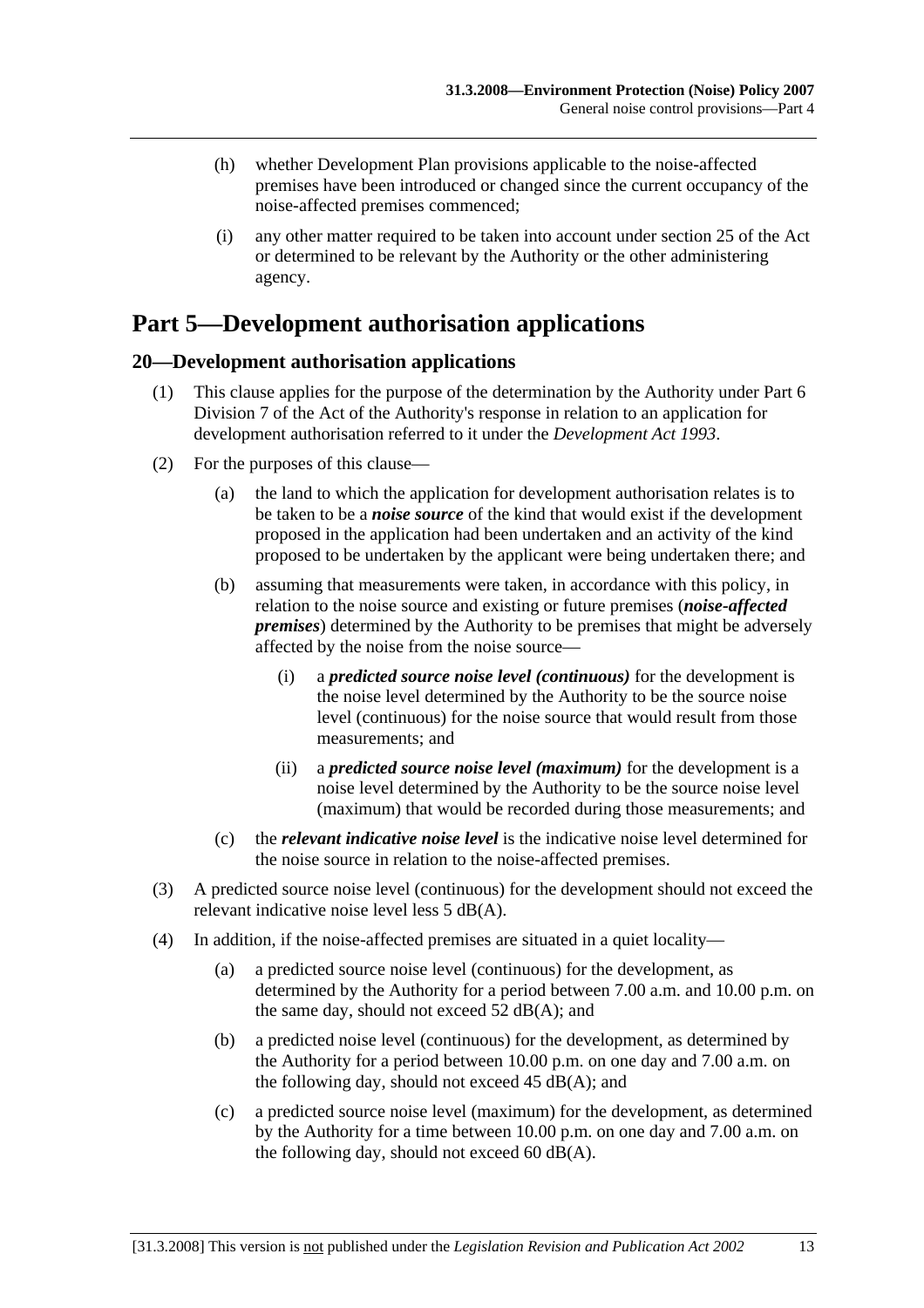(h) whether Development Plan provisions applicable to the noise-affected premises have been introduced or changed since the current occupancy of the noise-affected premises commenced;

(i) any other matter required to be taken into account under section 25 of the Act or determined to be relevant by the Authority or the other administering agency.

# Part 5—Development authorisation applications

## 20—Development authorisation applications

(1) This clause applies for the purpose of the determination by the Authority under Part 6 Division 7 of the Act of the Authority's response in relation to an application for development authorisation referred to it under the *Development Act 1993*.

(2) For the purposes of this clause—

(a) the land to which the application for development authorisation relates is to be taken to be a ***noise source*** of the kind that would exist if the development proposed in the application had been undertaken and an activity of the kind proposed to be undertaken by the applicant were being undertaken there; and

(b) assuming that measurements were taken, in accordance with this policy, in relation to the noise source and existing or future premises (***noise-affected premises***) determined by the Authority to be premises that might be adversely affected by the noise from the noise source—

(i) a ***predicted source noise level (continuous)*** for the development is the noise level determined by the Authority to be the source noise level (continuous) for the noise source that would result from those measurements; and

(ii) a ***predicted source noise level (maximum)*** for the development is a noise level determined by the Authority to be the source noise level (maximum) that would be recorded during those measurements; and

(c) the ***relevant indicative noise level*** is the indicative noise level determined for the noise source in relation to the noise-affected premises.

(3) A predicted source noise level (continuous) for the development should not exceed the relevant indicative noise level less 5 dB(A).

(4) In addition, if the noise-affected premises are situated in a quiet locality—

(a) a predicted source noise level (continuous) for the development, as determined by the Authority for a period between 7.00 a.m. and 10.00 p.m. on the same day, should not exceed 52 dB(A); and

(b) a predicted noise level (continuous) for the development, as determined by the Authority for a period between 10.00 p.m. on one day and 7.00 a.m. on the following day, should not exceed 45 dB(A); and

(c) a predicted source noise level (maximum) for the development, as determined by the Authority for a time between 10.00 p.m. on one day and 7.00 a.m. on the following day, should not exceed 60 dB(A).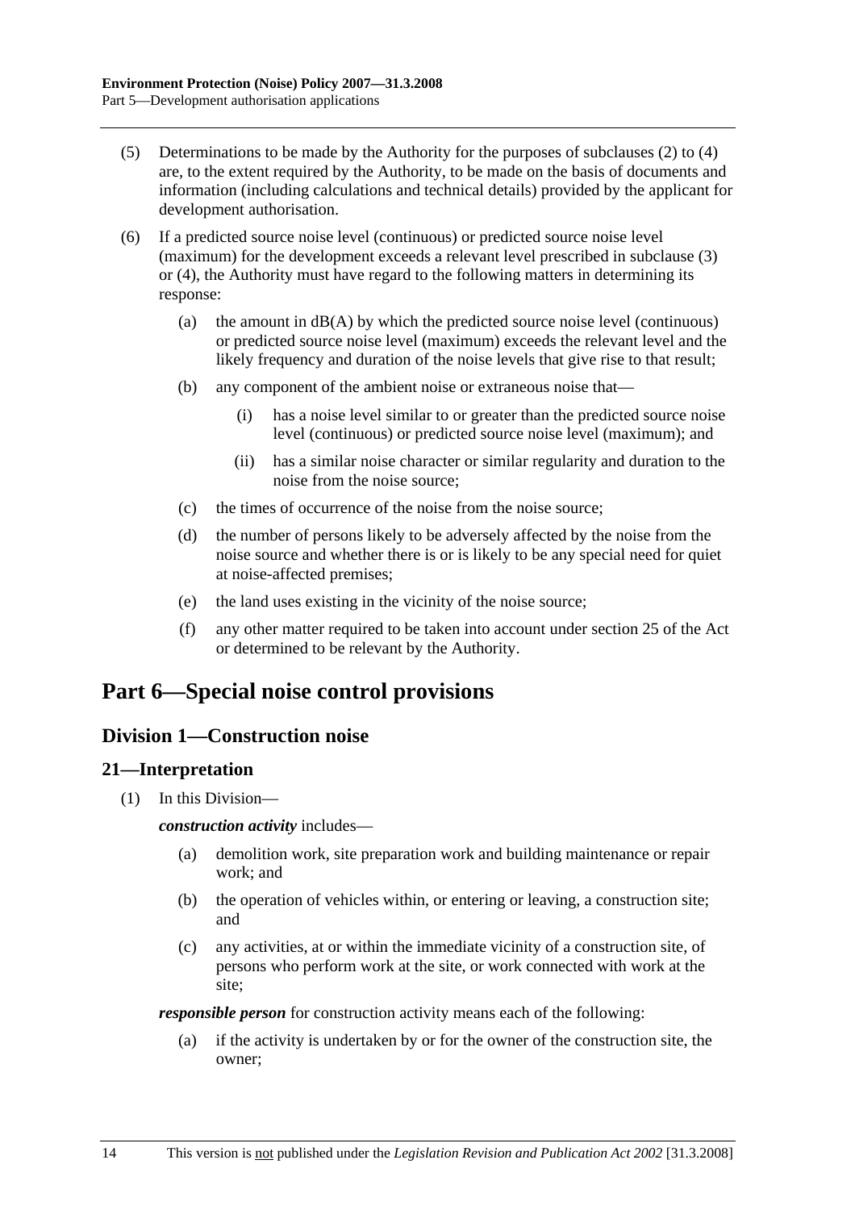(5) Determinations to be made by the Authority for the purposes of subclauses (2) to (4) are, to the extent required by the Authority, to be made on the basis of documents and information (including calculations and technical details) provided by the applicant for development authorisation.

(6) If a predicted source noise level (continuous) or predicted source noise level (maximum) for the development exceeds a relevant level prescribed in subclause (3) or (4), the Authority must have regard to the following matters in determining its response:

(a) the amount in dB(A) by which the predicted source noise level (continuous) or predicted source noise level (maximum) exceeds the relevant level and the likely frequency and duration of the noise levels that give rise to that result;

(b) any component of the ambient noise or extraneous noise that—

(i) has a noise level similar to or greater than the predicted source noise level (continuous) or predicted source noise level (maximum); and

(ii) has a similar noise character or similar regularity and duration to the noise from the noise source;

(c) the times of occurrence of the noise from the noise source;

(d) the number of persons likely to be adversely affected by the noise from the noise source and whether there is or is likely to be any special need for quiet at noise-affected premises;

(e) the land uses existing in the vicinity of the noise source;

(f) any other matter required to be taken into account under section 25 of the Act or determined to be relevant by the Authority.

# Part 6—Special noise control provisions

## Division 1—Construction noise

### 21—Interpretation

(1) In this Division—

***construction activity*** includes—

(a) demolition work, site preparation work and building maintenance or repair work; and

(b) the operation of vehicles within, or entering or leaving, a construction site; and

(c) any activities, at or within the immediate vicinity of a construction site, of persons who perform work at the site, or work connected with work at the site;

***responsible person*** for construction activity means each of the following:

(a) if the activity is undertaken by or for the owner of the construction site, the owner;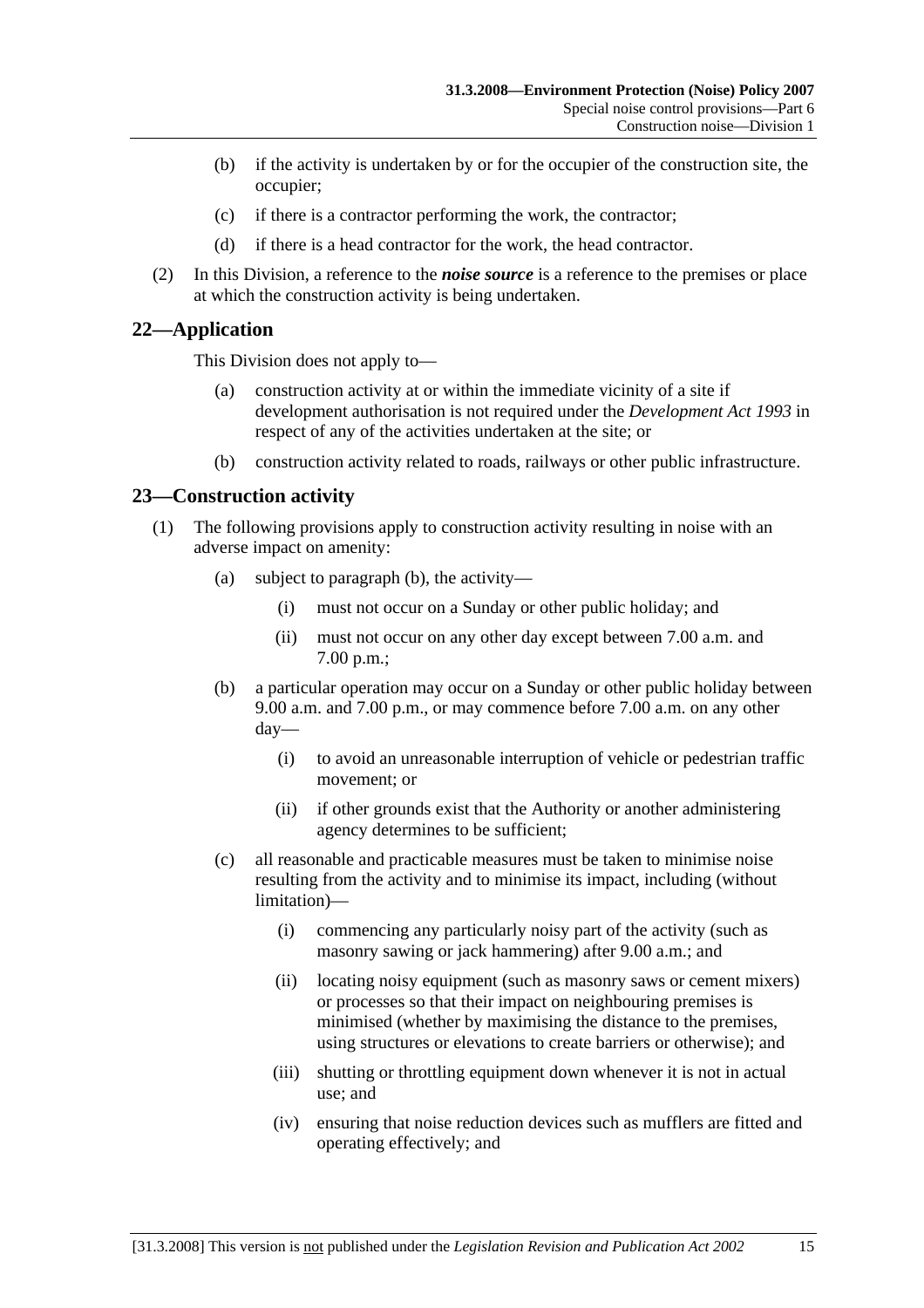(b) if the activity is undertaken by or for the occupier of the construction site, the occupier;

(c) if there is a contractor performing the work, the contractor;

(d) if there is a head contractor for the work, the head contractor.

(2) In this Division, a reference to the ***noise source*** is a reference to the premises or place at which the construction activity is being undertaken.

## 22—Application

This Division does not apply to—

(a) construction activity at or within the immediate vicinity of a site if development authorisation is not required under the *Development Act 1993* in respect of any of the activities undertaken at the site; or

(b) construction activity related to roads, railways or other public infrastructure.

## 23—Construction activity

(1) The following provisions apply to construction activity resulting in noise with an adverse impact on amenity:

(a) subject to paragraph (b), the activity—

(i) must not occur on a Sunday or other public holiday; and

(ii) must not occur on any other day except between 7.00 a.m. and 7.00 p.m.;

(b) a particular operation may occur on a Sunday or other public holiday between 9.00 a.m. and 7.00 p.m., or may commence before 7.00 a.m. on any other day—

(i) to avoid an unreasonable interruption of vehicle or pedestrian traffic movement; or

(ii) if other grounds exist that the Authority or another administering agency determines to be sufficient;

(c) all reasonable and practicable measures must be taken to minimise noise resulting from the activity and to minimise its impact, including (without limitation)—

(i) commencing any particularly noisy part of the activity (such as masonry sawing or jack hammering) after 9.00 a.m.; and

(ii) locating noisy equipment (such as masonry saws or cement mixers) or processes so that their impact on neighbouring premises is minimised (whether by maximising the distance to the premises, using structures or elevations to create barriers or otherwise); and

(iii) shutting or throttling equipment down whenever it is not in actual use; and

(iv) ensuring that noise reduction devices such as mufflers are fitted and operating effectively; and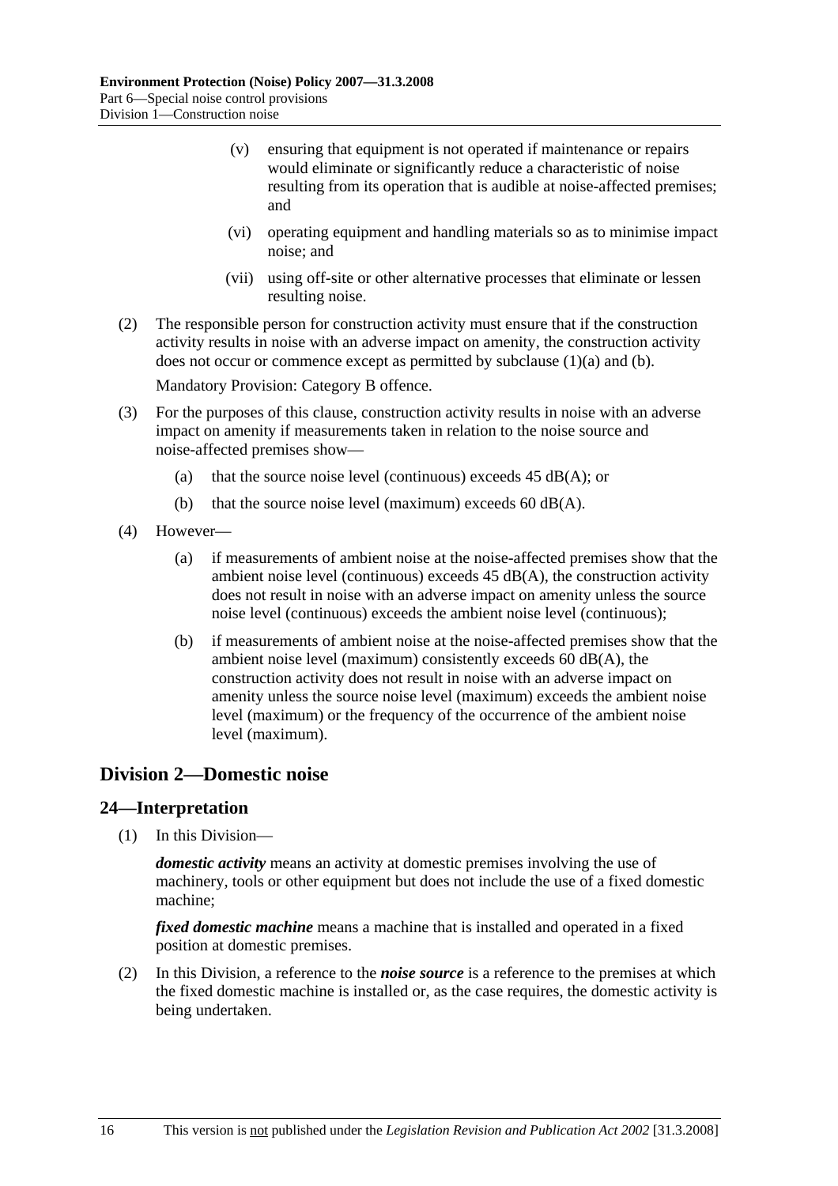(v) ensuring that equipment is not operated if maintenance or repairs would eliminate or significantly reduce a characteristic of noise resulting from its operation that is audible at noise-affected premises; and

(vi) operating equipment and handling materials so as to minimise impact noise; and

(vii) using off-site or other alternative processes that eliminate or lessen resulting noise.

(2) The responsible person for construction activity must ensure that if the construction activity results in noise with an adverse impact on amenity, the construction activity does not occur or commence except as permitted by subclause (1)(a) and (b).

Mandatory Provision: Category B offence.

(3) For the purposes of this clause, construction activity results in noise with an adverse impact on amenity if measurements taken in relation to the noise source and noise-affected premises show—

(a) that the source noise level (continuous) exceeds 45 dB(A); or

(b) that the source noise level (maximum) exceeds 60 dB(A).

(4) However—

(a) if measurements of ambient noise at the noise-affected premises show that the ambient noise level (continuous) exceeds 45 dB(A), the construction activity does not result in noise with an adverse impact on amenity unless the source noise level (continuous) exceeds the ambient noise level (continuous);

(b) if measurements of ambient noise at the noise-affected premises show that the ambient noise level (maximum) consistently exceeds 60 dB(A), the construction activity does not result in noise with an adverse impact on amenity unless the source noise level (maximum) exceeds the ambient noise level (maximum) or the frequency of the occurrence of the ambient noise level (maximum).

## Division 2—Domestic noise

### 24—Interpretation

(1) In this Division—

***domestic activity*** means an activity at domestic premises involving the use of machinery, tools or other equipment but does not include the use of a fixed domestic machine;

***fixed domestic machine*** means a machine that is installed and operated in a fixed position at domestic premises.

(2) In this Division, a reference to the ***noise source*** is a reference to the premises at which the fixed domestic machine is installed or, as the case requires, the domestic activity is being undertaken.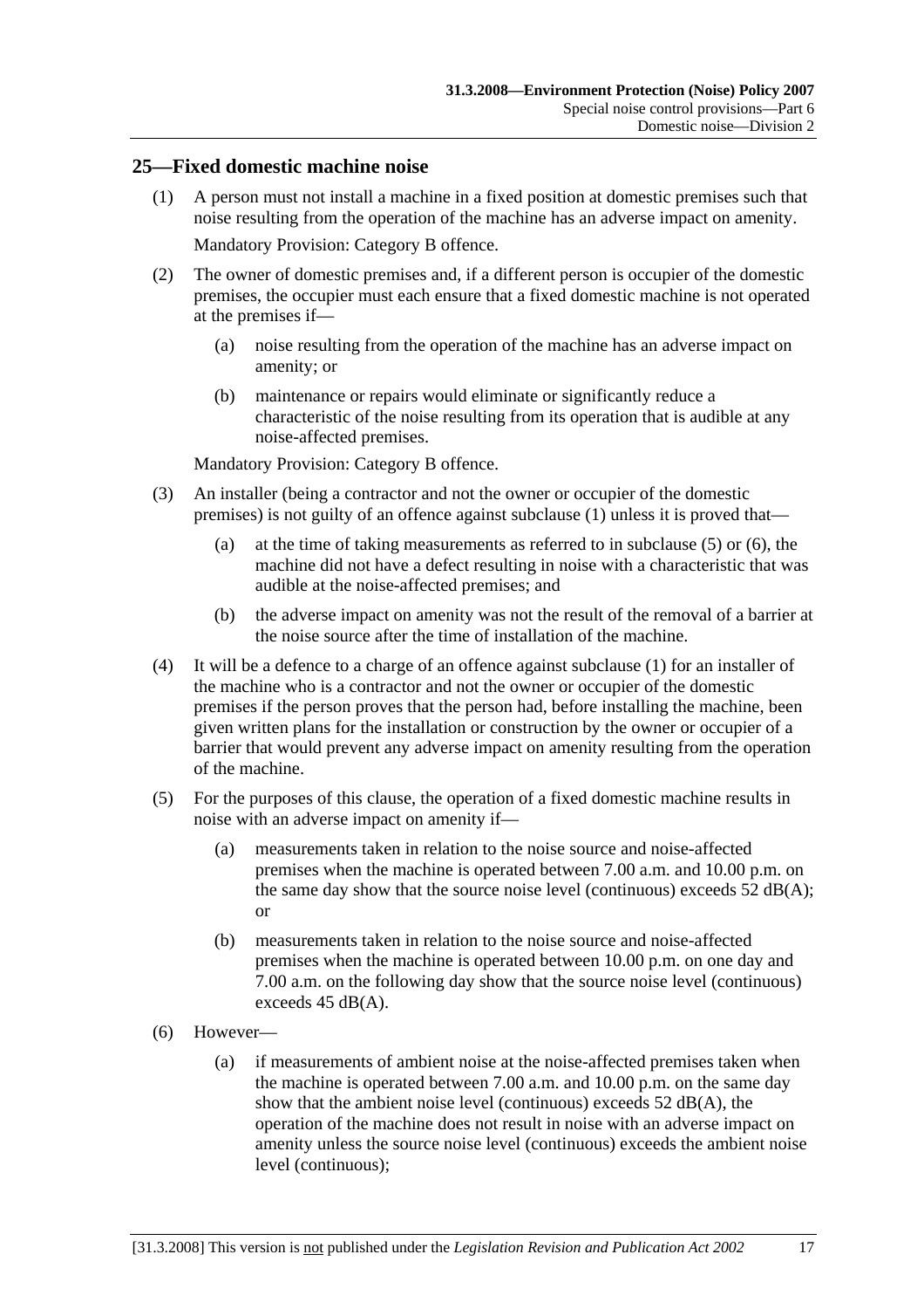## 25—Fixed domestic machine noise

(1) A person must not install a machine in a fixed position at domestic premises such that noise resulting from the operation of the machine has an adverse impact on amenity.

Mandatory Provision: Category B offence.

(2) The owner of domestic premises and, if a different person is occupier of the domestic premises, the occupier must each ensure that a fixed domestic machine is not operated at the premises if—

(a) noise resulting from the operation of the machine has an adverse impact on amenity; or

(b) maintenance or repairs would eliminate or significantly reduce a characteristic of the noise resulting from its operation that is audible at any noise-affected premises.

Mandatory Provision: Category B offence.

(3) An installer (being a contractor and not the owner or occupier of the domestic premises) is not guilty of an offence against subclause (1) unless it is proved that—

(a) at the time of taking measurements as referred to in subclause (5) or (6), the machine did not have a defect resulting in noise with a characteristic that was audible at the noise-affected premises; and

(b) the adverse impact on amenity was not the result of the removal of a barrier at the noise source after the time of installation of the machine.

(4) It will be a defence to a charge of an offence against subclause (1) for an installer of the machine who is a contractor and not the owner or occupier of the domestic premises if the person proves that the person had, before installing the machine, been given written plans for the installation or construction by the owner or occupier of a barrier that would prevent any adverse impact on amenity resulting from the operation of the machine.

(5) For the purposes of this clause, the operation of a fixed domestic machine results in noise with an adverse impact on amenity if—

(a) measurements taken in relation to the noise source and noise-affected premises when the machine is operated between 7.00 a.m. and 10.00 p.m. on the same day show that the source noise level (continuous) exceeds 52 dB(A); or

(b) measurements taken in relation to the noise source and noise-affected premises when the machine is operated between 10.00 p.m. on one day and 7.00 a.m. on the following day show that the source noise level (continuous) exceeds 45 dB(A).

(6) However—

(a) if measurements of ambient noise at the noise-affected premises taken when the machine is operated between 7.00 a.m. and 10.00 p.m. on the same day show that the ambient noise level (continuous) exceeds 52 dB(A), the operation of the machine does not result in noise with an adverse impact on amenity unless the source noise level (continuous) exceeds the ambient noise level (continuous);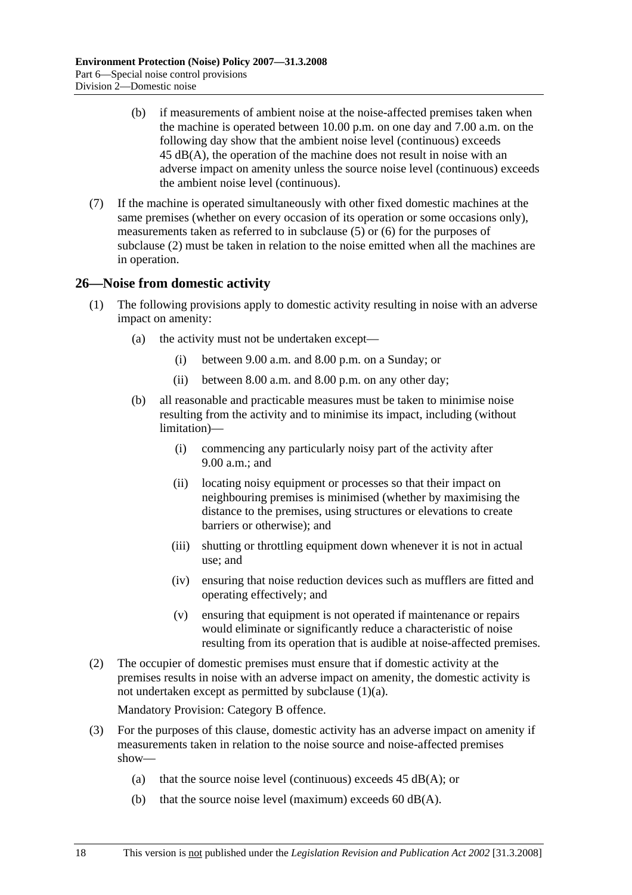(b) if measurements of ambient noise at the noise-affected premises taken when the machine is operated between 10.00 p.m. on one day and 7.00 a.m. on the following day show that the ambient noise level (continuous) exceeds 45 dB(A), the operation of the machine does not result in noise with an adverse impact on amenity unless the source noise level (continuous) exceeds the ambient noise level (continuous).

(7) If the machine is operated simultaneously with other fixed domestic machines at the same premises (whether on every occasion of its operation or some occasions only), measurements taken as referred to in subclause (5) or (6) for the purposes of subclause (2) must be taken in relation to the noise emitted when all the machines are in operation.

## 26—Noise from domestic activity

(1) The following provisions apply to domestic activity resulting in noise with an adverse impact on amenity:

(a) the activity must not be undertaken except—

(i) between 9.00 a.m. and 8.00 p.m. on a Sunday; or

(ii) between 8.00 a.m. and 8.00 p.m. on any other day;

(b) all reasonable and practicable measures must be taken to minimise noise resulting from the activity and to minimise its impact, including (without limitation)—

(i) commencing any particularly noisy part of the activity after 9.00 a.m.; and

(ii) locating noisy equipment or processes so that their impact on neighbouring premises is minimised (whether by maximising the distance to the premises, using structures or elevations to create barriers or otherwise); and

(iii) shutting or throttling equipment down whenever it is not in actual use; and

(iv) ensuring that noise reduction devices such as mufflers are fitted and operating effectively; and

(v) ensuring that equipment is not operated if maintenance or repairs would eliminate or significantly reduce a characteristic of noise resulting from its operation that is audible at noise-affected premises.

(2) The occupier of domestic premises must ensure that if domestic activity at the premises results in noise with an adverse impact on amenity, the domestic activity is not undertaken except as permitted by subclause (1)(a).

Mandatory Provision: Category B offence.

(3) For the purposes of this clause, domestic activity has an adverse impact on amenity if measurements taken in relation to the noise source and noise-affected premises show—

(a) that the source noise level (continuous) exceeds 45 dB(A); or

(b) that the source noise level (maximum) exceeds 60 dB(A).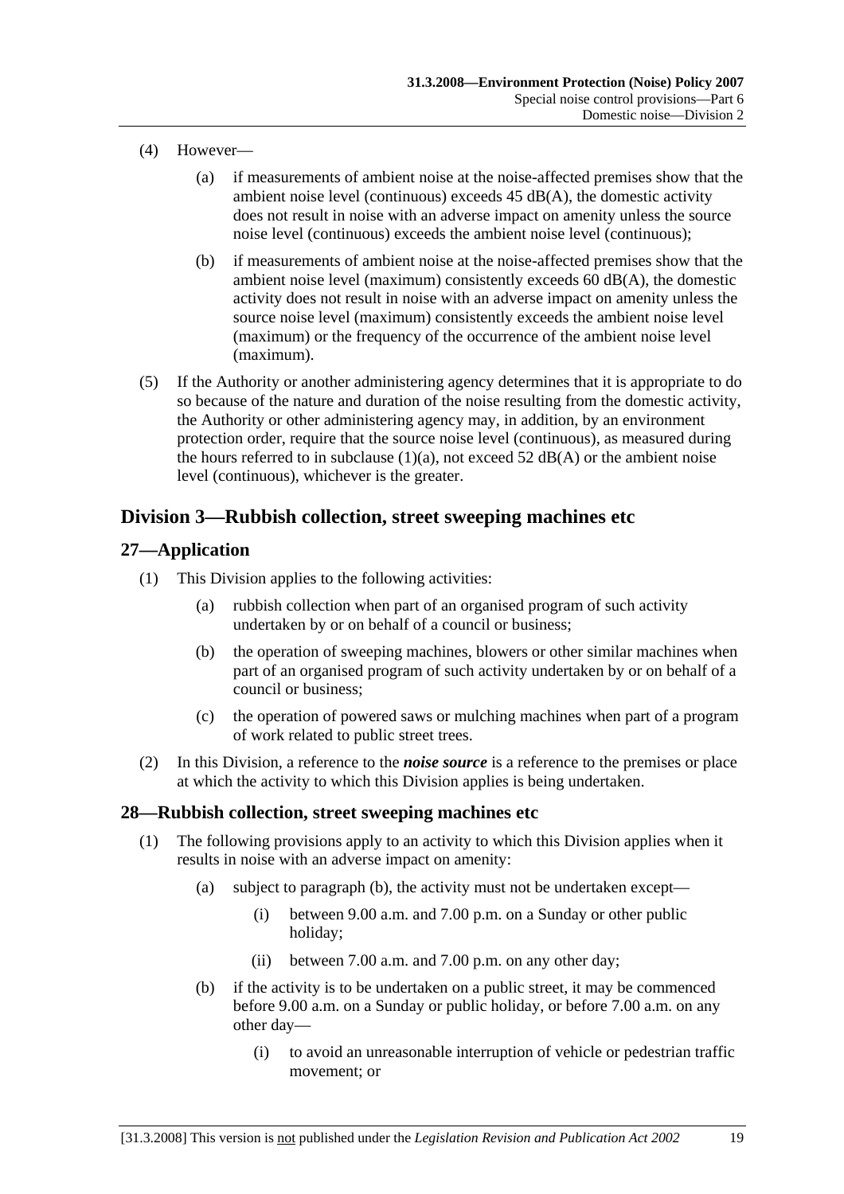(4) However—

(a) if measurements of ambient noise at the noise-affected premises show that the ambient noise level (continuous) exceeds 45 dB(A), the domestic activity does not result in noise with an adverse impact on amenity unless the source noise level (continuous) exceeds the ambient noise level (continuous);

(b) if measurements of ambient noise at the noise-affected premises show that the ambient noise level (maximum) consistently exceeds 60 dB(A), the domestic activity does not result in noise with an adverse impact on amenity unless the source noise level (maximum) consistently exceeds the ambient noise level (maximum) or the frequency of the occurrence of the ambient noise level (maximum).

(5) If the Authority or another administering agency determines that it is appropriate to do so because of the nature and duration of the noise resulting from the domestic activity, the Authority or other administering agency may, in addition, by an environment protection order, require that the source noise level (continuous), as measured during the hours referred to in subclause (1)(a), not exceed 52 dB(A) or the ambient noise level (continuous), whichever is the greater.

## Division 3—Rubbish collection, street sweeping machines etc

### 27—Application

(1) This Division applies to the following activities:

(a) rubbish collection when part of an organised program of such activity undertaken by or on behalf of a council or business;

(b) the operation of sweeping machines, blowers or other similar machines when part of an organised program of such activity undertaken by or on behalf of a council or business;

(c) the operation of powered saws or mulching machines when part of a program of work related to public street trees.

(2) In this Division, a reference to the ***noise source*** is a reference to the premises or place at which the activity to which this Division applies is being undertaken.

### 28—Rubbish collection, street sweeping machines etc

(1) The following provisions apply to an activity to which this Division applies when it results in noise with an adverse impact on amenity:

(a) subject to paragraph (b), the activity must not be undertaken except—

(i) between 9.00 a.m. and 7.00 p.m. on a Sunday or other public holiday;

(ii) between 7.00 a.m. and 7.00 p.m. on any other day;

(b) if the activity is to be undertaken on a public street, it may be commenced before 9.00 a.m. on a Sunday or public holiday, or before 7.00 a.m. on any other day—

(i) to avoid an unreasonable interruption of vehicle or pedestrian traffic movement; or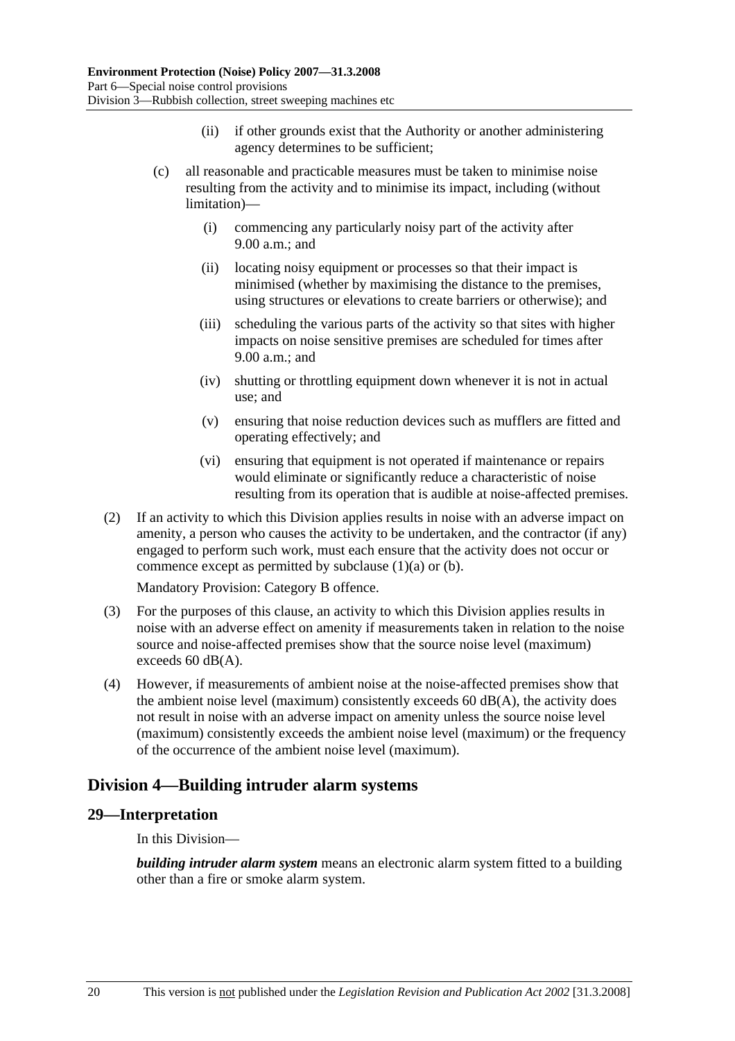(ii) if other grounds exist that the Authority or another administering agency determines to be sufficient;

(c) all reasonable and practicable measures must be taken to minimise noise resulting from the activity and to minimise its impact, including (without limitation)—

(i) commencing any particularly noisy part of the activity after 9.00 a.m.; and

(ii) locating noisy equipment or processes so that their impact is minimised (whether by maximising the distance to the premises, using structures or elevations to create barriers or otherwise); and

(iii) scheduling the various parts of the activity so that sites with higher impacts on noise sensitive premises are scheduled for times after 9.00 a.m.; and

(iv) shutting or throttling equipment down whenever it is not in actual use; and

(v) ensuring that noise reduction devices such as mufflers are fitted and operating effectively; and

(vi) ensuring that equipment is not operated if maintenance or repairs would eliminate or significantly reduce a characteristic of noise resulting from its operation that is audible at noise-affected premises.

(2) If an activity to which this Division applies results in noise with an adverse impact on amenity, a person who causes the activity to be undertaken, and the contractor (if any) engaged to perform such work, must each ensure that the activity does not occur or commence except as permitted by subclause (1)(a) or (b).

Mandatory Provision: Category B offence.

(3) For the purposes of this clause, an activity to which this Division applies results in noise with an adverse effect on amenity if measurements taken in relation to the noise source and noise-affected premises show that the source noise level (maximum) exceeds 60 dB(A).

(4) However, if measurements of ambient noise at the noise-affected premises show that the ambient noise level (maximum) consistently exceeds 60 dB(A), the activity does not result in noise with an adverse impact on amenity unless the source noise level (maximum) consistently exceeds the ambient noise level (maximum) or the frequency of the occurrence of the ambient noise level (maximum).

## Division 4—Building intruder alarm systems

### 29—Interpretation

In this Division—

***building intruder alarm system*** means an electronic alarm system fitted to a building other than a fire or smoke alarm system.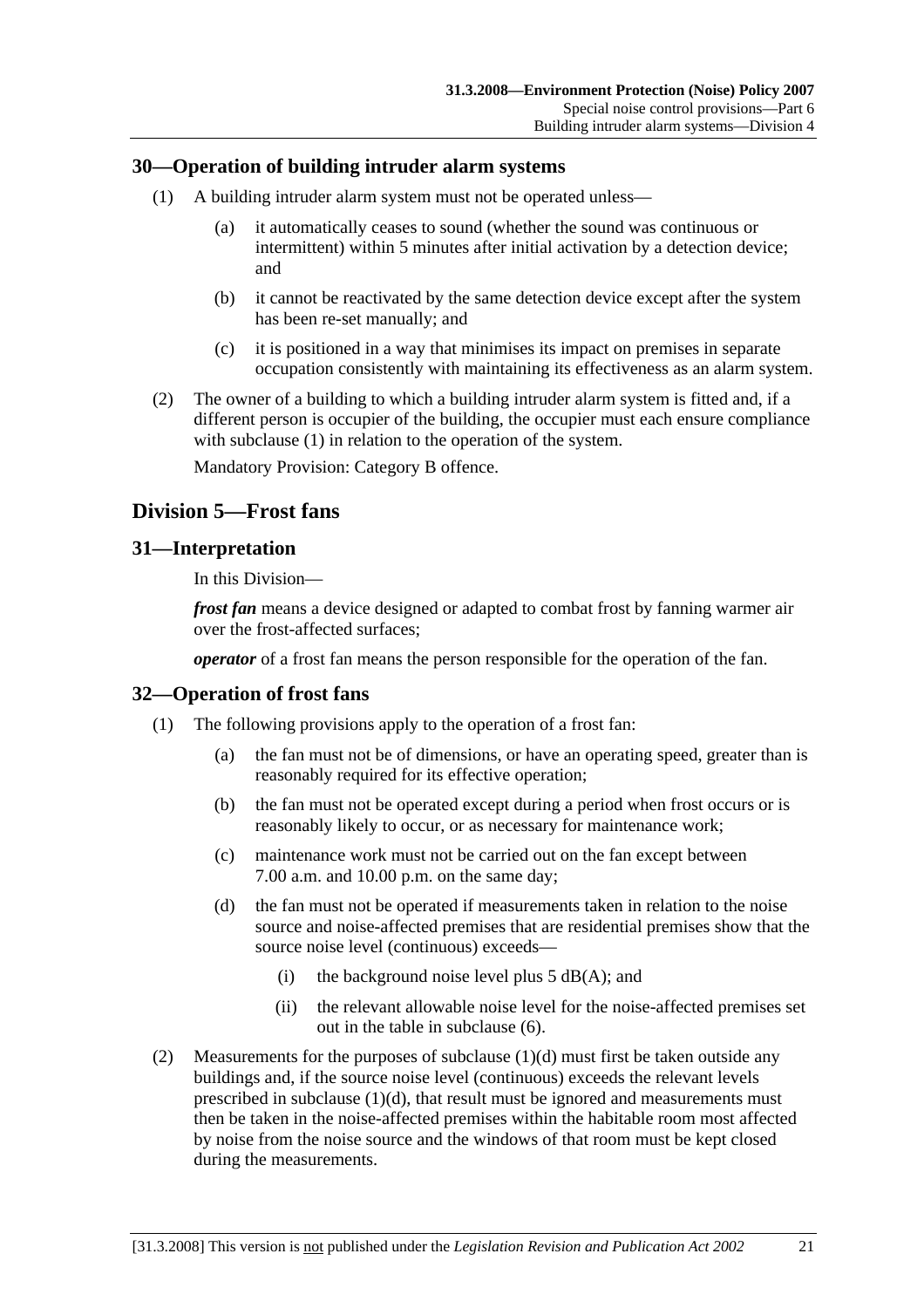## 30—Operation of building intruder alarm systems

(1) A building intruder alarm system must not be operated unless—

(a) it automatically ceases to sound (whether the sound was continuous or intermittent) within 5 minutes after initial activation by a detection device; and

(b) it cannot be reactivated by the same detection device except after the system has been re-set manually; and

(c) it is positioned in a way that minimises its impact on premises in separate occupation consistently with maintaining its effectiveness as an alarm system.

(2) The owner of a building to which a building intruder alarm system is fitted and, if a different person is occupier of the building, the occupier must each ensure compliance with subclause (1) in relation to the operation of the system.

Mandatory Provision: Category B offence.

# Division 5—Frost fans

## 31—Interpretation

In this Division—

***frost fan*** means a device designed or adapted to combat frost by fanning warmer air over the frost-affected surfaces;

***operator*** of a frost fan means the person responsible for the operation of the fan.

## 32—Operation of frost fans

(1) The following provisions apply to the operation of a frost fan:

(a) the fan must not be of dimensions, or have an operating speed, greater than is reasonably required for its effective operation;

(b) the fan must not be operated except during a period when frost occurs or is reasonably likely to occur, or as necessary for maintenance work;

(c) maintenance work must not be carried out on the fan except between 7.00 a.m. and 10.00 p.m. on the same day;

(d) the fan must not be operated if measurements taken in relation to the noise source and noise-affected premises that are residential premises show that the source noise level (continuous) exceeds—

(i) the background noise level plus 5 dB(A); and

(ii) the relevant allowable noise level for the noise-affected premises set out in the table in subclause (6).

(2) Measurements for the purposes of subclause (1)(d) must first be taken outside any buildings and, if the source noise level (continuous) exceeds the relevant levels prescribed in subclause (1)(d), that result must be ignored and measurements must then be taken in the noise-affected premises within the habitable room most affected by noise from the noise source and the windows of that room must be kept closed during the measurements.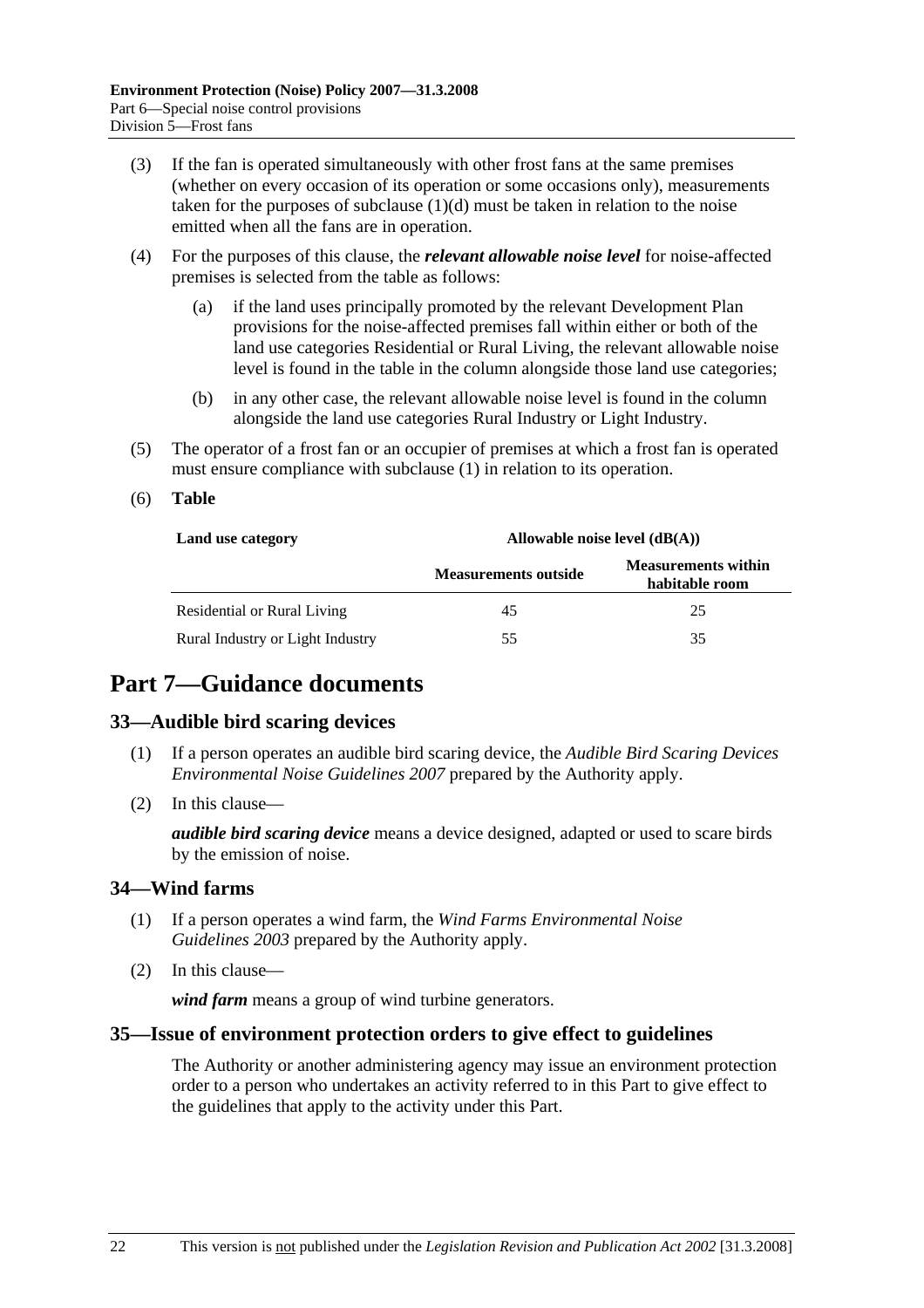(3) If the fan is operated simultaneously with other frost fans at the same premises (whether on every occasion of its operation or some occasions only), measurements taken for the purposes of subclause (1)(d) must be taken in relation to the noise emitted when all the fans are in operation.

(4) For the purposes of this clause, the ***relevant allowable noise level*** for noise-affected premises is selected from the table as follows:

(a) if the land uses principally promoted by the relevant Development Plan provisions for the noise-affected premises fall within either or both of the land use categories Residential or Rural Living, the relevant allowable noise level is found in the table in the column alongside those land use categories;

(b) in any other case, the relevant allowable noise level is found in the column alongside the land use categories Rural Industry or Light Industry.

(5) The operator of a frost fan or an occupier of premises at which a frost fan is operated must ensure compliance with subclause (1) in relation to its operation.

(6) **Table**

| Land use category | Allowable noise level (dB(A)) | |
|---|---|---|
| | Measurements outside | Measurements within habitable room |
| Residential or Rural Living | 45 | 25 |
| Rural Industry or Light Industry | 55 | 35 |

# Part 7—Guidance documents

## 33—Audible bird scaring devices

(1) If a person operates an audible bird scaring device, the *Audible Bird Scaring Devices Environmental Noise Guidelines 2007* prepared by the Authority apply.

(2) In this clause—

***audible bird scaring device*** means a device designed, adapted or used to scare birds by the emission of noise.

## 34—Wind farms

(1) If a person operates a wind farm, the *Wind Farms Environmental Noise Guidelines 2003* prepared by the Authority apply.

(2) In this clause—

***wind farm*** means a group of wind turbine generators.

## 35—Issue of environment protection orders to give effect to guidelines

The Authority or another administering agency may issue an environment protection order to a person who undertakes an activity referred to in this Part to give effect to the guidelines that apply to the activity under this Part.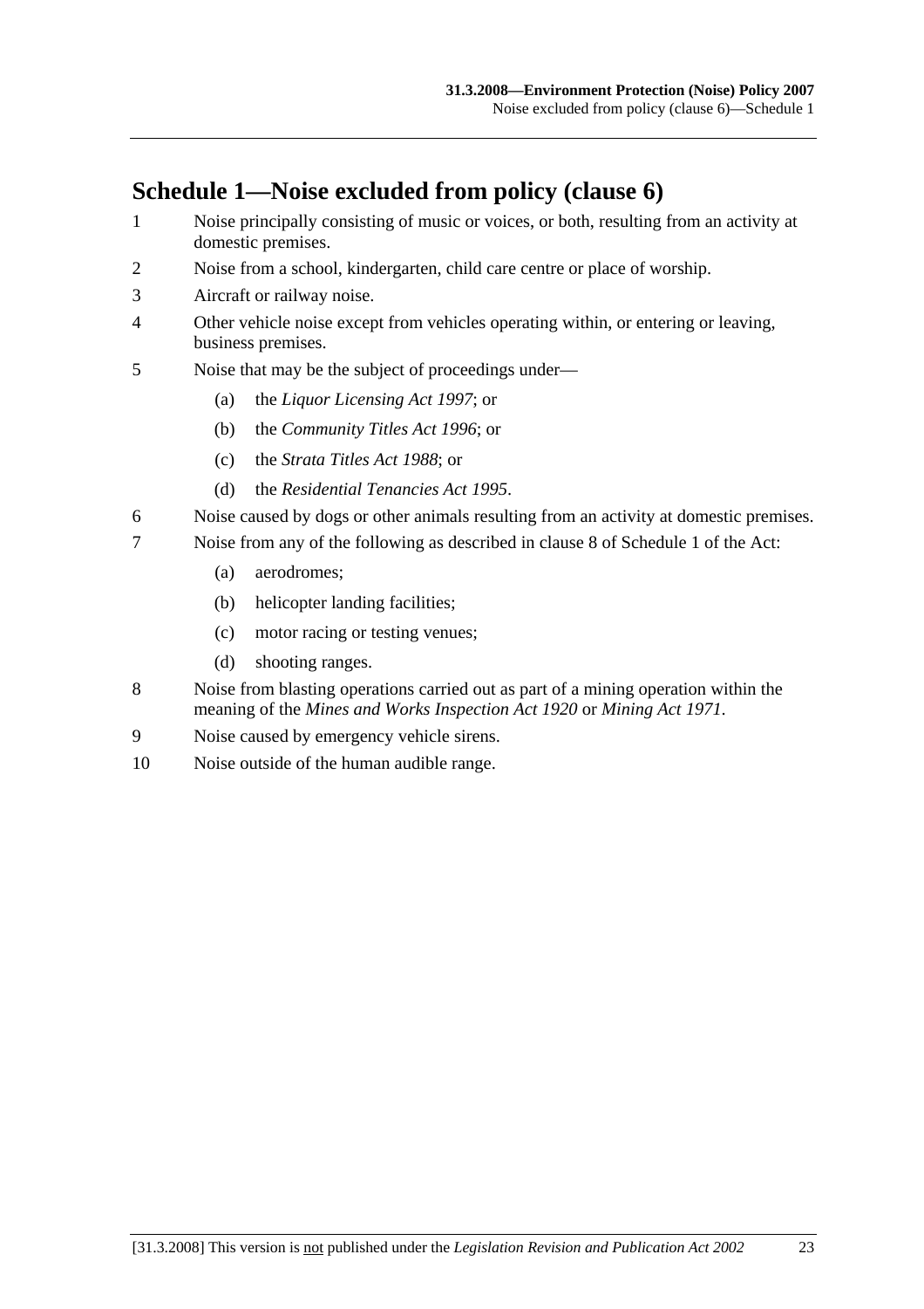## Schedule 1—Noise excluded from policy (clause 6)

1 Noise principally consisting of music or voices, or both, resulting from an activity at domestic premises.

2 Noise from a school, kindergarten, child care centre or place of worship.

3 Aircraft or railway noise.

4 Other vehicle noise except from vehicles operating within, or entering or leaving, business premises.

5 Noise that may be the subject of proceedings under—

(a) the *Liquor Licensing Act 1997*; or

(b) the *Community Titles Act 1996*; or

(c) the *Strata Titles Act 1988*; or

(d) the *Residential Tenancies Act 1995*.

6 Noise caused by dogs or other animals resulting from an activity at domestic premises.

7 Noise from any of the following as described in clause 8 of Schedule 1 of the Act:

(a) aerodromes;

(b) helicopter landing facilities;

(c) motor racing or testing venues;

(d) shooting ranges.

8 Noise from blasting operations carried out as part of a mining operation within the meaning of the *Mines and Works Inspection Act 1920* or *Mining Act 1971*.

9 Noise caused by emergency vehicle sirens.

10 Noise outside of the human audible range.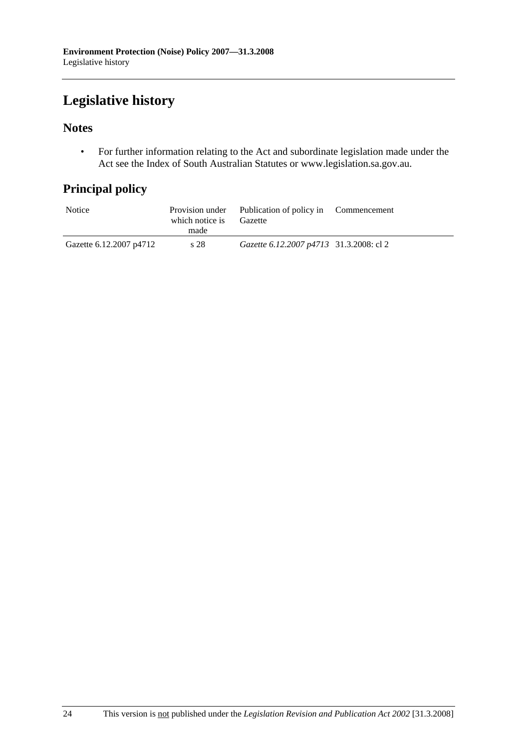# Legislative history

## Notes

- For further information relating to the Act and subordinate legislation made under the Act see the Index of South Australian Statutes or www.legislation.sa.gov.au.

## Principal policy

| Notice | Provision under which notice is made | Publication of policy in Gazette | Commencement |
|---|---|---|---|
| Gazette 6.12.2007 p4712 | s 28 | *Gazette 6.12.2007 p4713* | 31.3.2008: cl 2 |